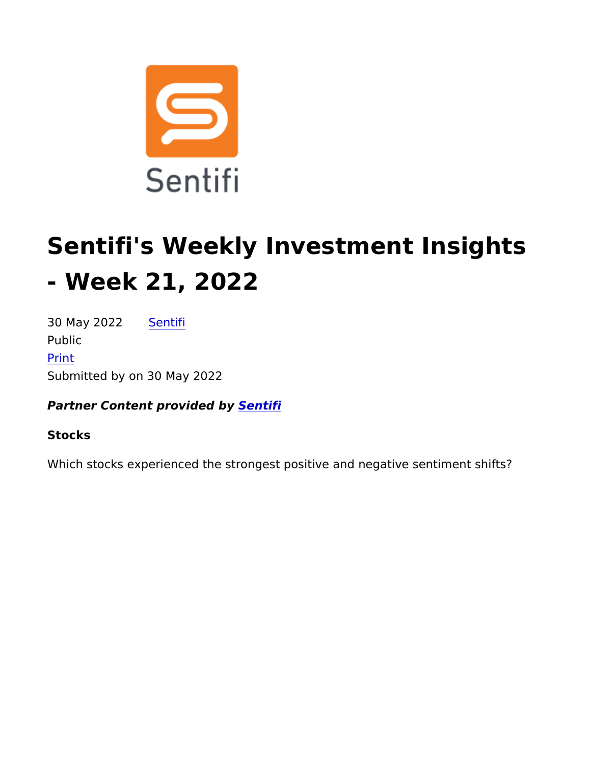# Sentifi's Weekly Investment Insights - Week 21, 2022

30 May 2022 Sentifi

Public

Print

Submitted by on 30 May 2022

***Partner Content provided by Sentifi***

**Stocks**

Which stocks experienced the strongest positive and negative sentiment shifts?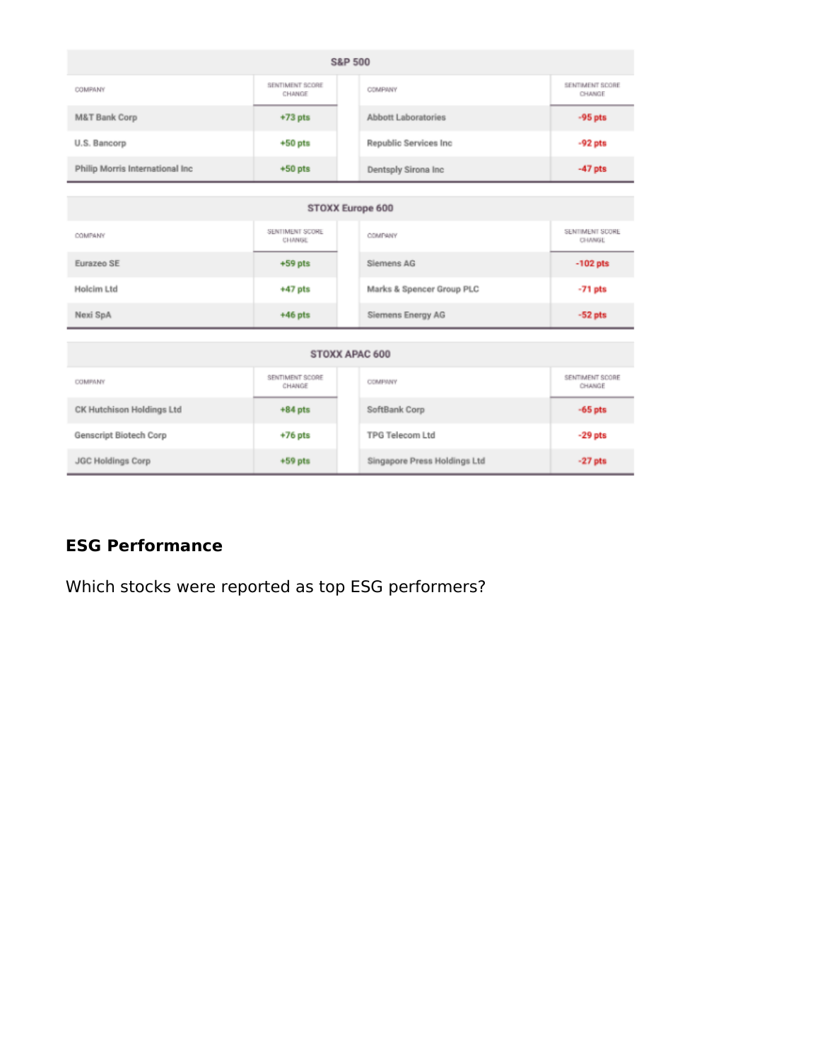| S&P 500 | | | |
|---|---|---|---|
| COMPANY | SENTIMENT SCORE CHANGE | COMPANY | SENTIMENT SCORE CHANGE |
| M&T Bank Corp | +73 pts | Abbott Laboratories | -95 pts |
| U.S. Bancorp | +50 pts | Republic Services Inc | -92 pts |
| Philip Morris International Inc | +50 pts | Dentsply Sirona Inc | -47 pts |

| STOXX Europe 600 | | | |
|---|---|---|---|
| COMPANY | SENTIMENT SCORE CHANGE | COMPANY | SENTIMENT SCORE CHANGE |
| Eurazeo SE | +59 pts | Siemens AG | -102 pts |
| Holcim Ltd | +47 pts | Marks & Spencer Group PLC | -71 pts |
| Nexi SpA | +46 pts | Siemens Energy AG | -52 pts |

| STOXX APAC 600 | | | |
|---|---|---|---|
| COMPANY | SENTIMENT SCORE CHANGE | COMPANY | SENTIMENT SCORE CHANGE |
| CK Hutchison Holdings Ltd | +84 pts | SoftBank Corp | -65 pts |
| Genscript Biotech Corp | +76 pts | TPG Telecom Ltd | -29 pts |
| JGC Holdings Corp | +59 pts | Singapore Press Holdings Ltd | -27 pts |

## ESG Performance

Which stocks were reported as top ESG performers?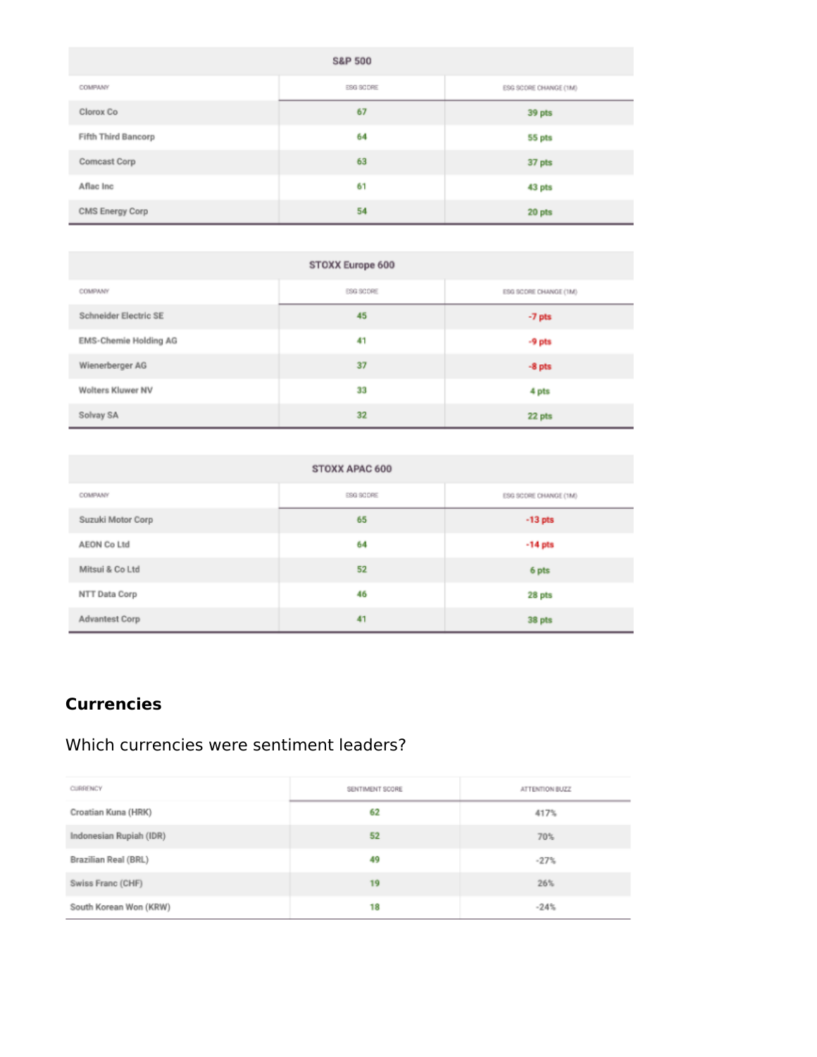| S&P 500 | | |
|---|---|---|
| COMPANY | ESG SCORE | ESG SCORE CHANGE (1M) |
| Clorox Co | 67 | 39 pts |
| Fifth Third Bancorp | 64 | 55 pts |
| Comcast Corp | 63 | 37 pts |
| Aflac Inc | 61 | 43 pts |
| CMS Energy Corp | 54 | 20 pts |

| STOXX Europe 600 | | |
|---|---|---|
| COMPANY | ESG SCORE | ESG SCORE CHANGE (1M) |
| Schneider Electric SE | 45 | -7 pts |
| EMS-Chemie Holding AG | 41 | -9 pts |
| Wienerberger AG | 37 | -8 pts |
| Wolters Kluwer NV | 33 | 4 pts |
| Solvay SA | 32 | 22 pts |

| STOXX APAC 600 | | |
|---|---|---|
| COMPANY | ESG SCORE | ESG SCORE CHANGE (1M) |
| Suzuki Motor Corp | 65 | -13 pts |
| AEON Co Ltd | 64 | -14 pts |
| Mitsui & Co Ltd | 52 | 6 pts |
| NTT Data Corp | 46 | 28 pts |
| Advantest Corp | 41 | 38 pts |

## Currencies

Which currencies were sentiment leaders?

| CURRENCY | SENTIMENT SCORE | ATTENTION BUZZ |
|---|---|---|
| Croatian Kuna (HRK) | 62 | 417% |
| Indonesian Rupiah (IDR) | 52 | 70% |
| Brazilian Real (BRL) | 49 | -27% |
| Swiss Franc (CHF) | 19 | 26% |
| South Korean Won (KRW) | 18 | -24% |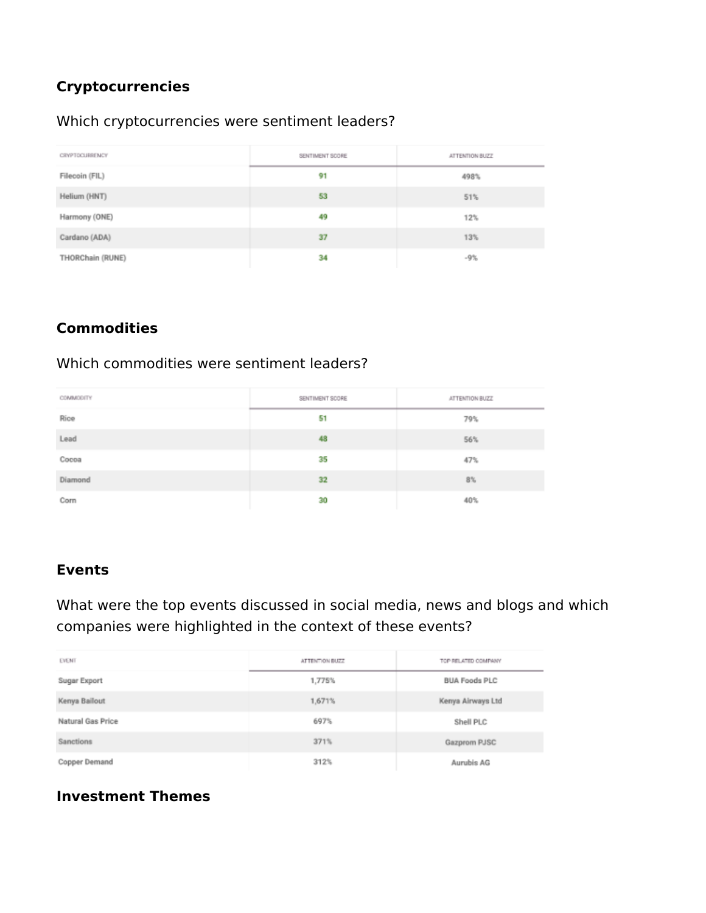**Cryptocurrencies**

Which cryptocurrencies were sentiment leaders?

| CRYPTOCURRENCY | SENTIMENT SCORE | ATTENTION BUZZ |
|---|---|---|
| Filecoin (FIL) | 91 | 498% |
| Helium (HNT) | 53 | 51% |
| Harmony (ONE) | 49 | 12% |
| Cardano (ADA) | 37 | 13% |
| THORChain (RUNE) | 34 | -9% |

**Commodities**

Which commodities were sentiment leaders?

| COMMODITY | SENTIMENT SCORE | ATTENTION BUZZ |
|---|---|---|
| Rice | 51 | 79% |
| Lead | 48 | 56% |
| Cocoa | 35 | 47% |
| Diamond | 32 | 8% |
| Corn | 30 | 40% |

**Events**

What were the top events discussed in social media, news and blogs and which companies were highlighted in the context of these events?

| EVENT | ATTENTION BUZZ | TOP RELATED COMPANY |
|---|---|---|
| Sugar Export | 1,775% | BUA Foods PLC |
| Kenya Bailout | 1,671% | Kenya Airways Ltd |
| Natural Gas Price | 697% | Shell PLC |
| Sanctions | 371% | Gazprom PJSC |
| Copper Demand | 312% | Aurubis AG |

**Investment Themes**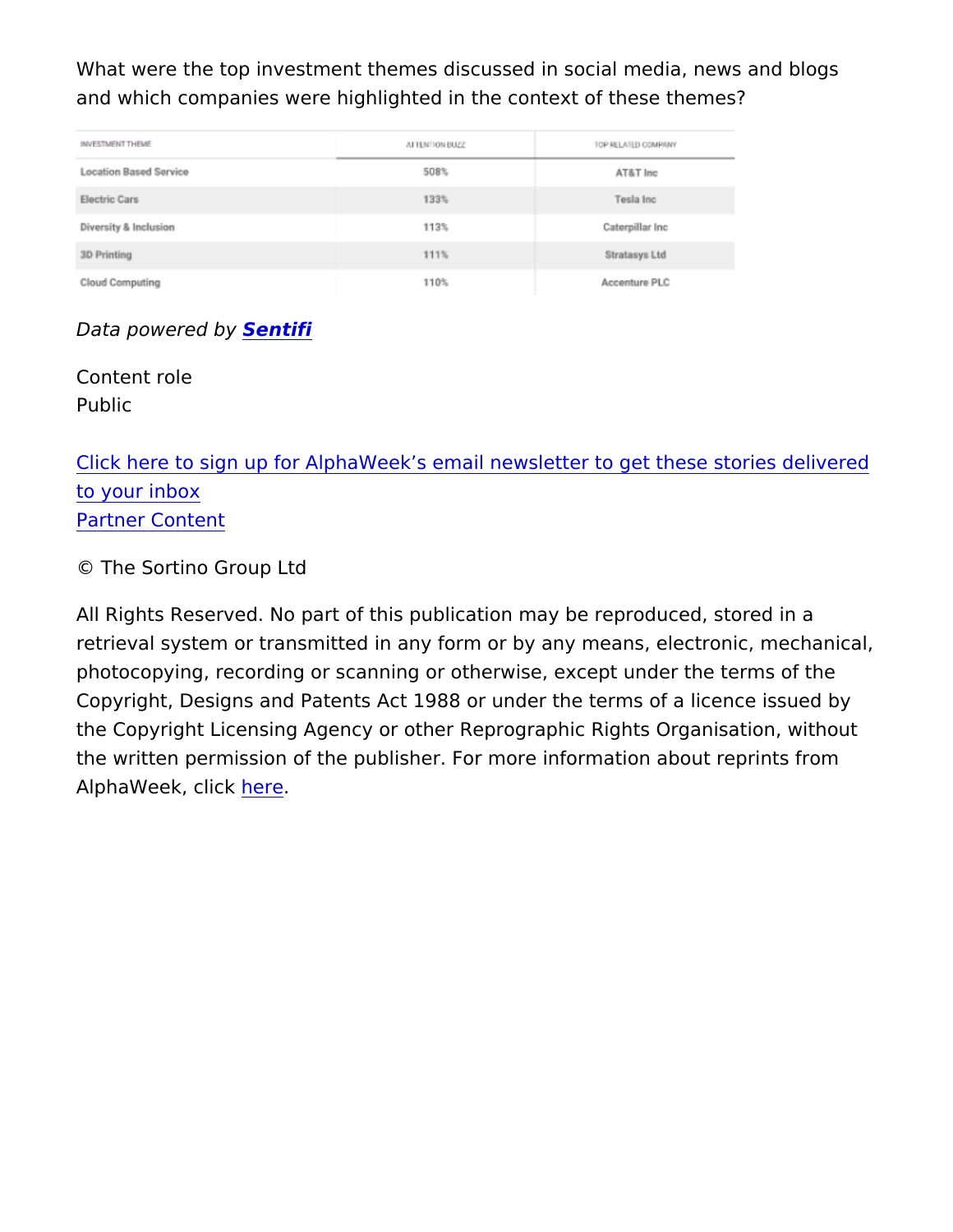What were the top investment themes discussed in social media, news and blogs and which companies were highlighted in the context of these themes?

| INVESTMENT THEME | ATTENTION BUZZ | TOP RELATED COMPANY |
| --- | --- | --- |
| Location Based Service | 508% | AT&T Inc |
| Electric Cars | 133% | Tesla Inc |
| Diversity & Inclusion | 113% | Caterpillar Inc |
| 3D Printing | 111% | Stratasys Ltd |
| Cloud Computing | 110% | Accenture PLC |

*Data powered by* ***Sentifi***

Content role
Public

Click here to sign up for AlphaWeek's email newsletter to get these stories delivered to your inbox
Partner Content

© The Sortino Group Ltd

All Rights Reserved. No part of this publication may be reproduced, stored in a retrieval system or transmitted in any form or by any means, electronic, mechanical, photocopying, recording or scanning or otherwise, except under the terms of the Copyright, Designs and Patents Act 1988 or under the terms of a licence issued by the Copyright Licensing Agency or other Reprographic Rights Organisation, without the written permission of the publisher. For more information about reprints from AlphaWeek, click here.